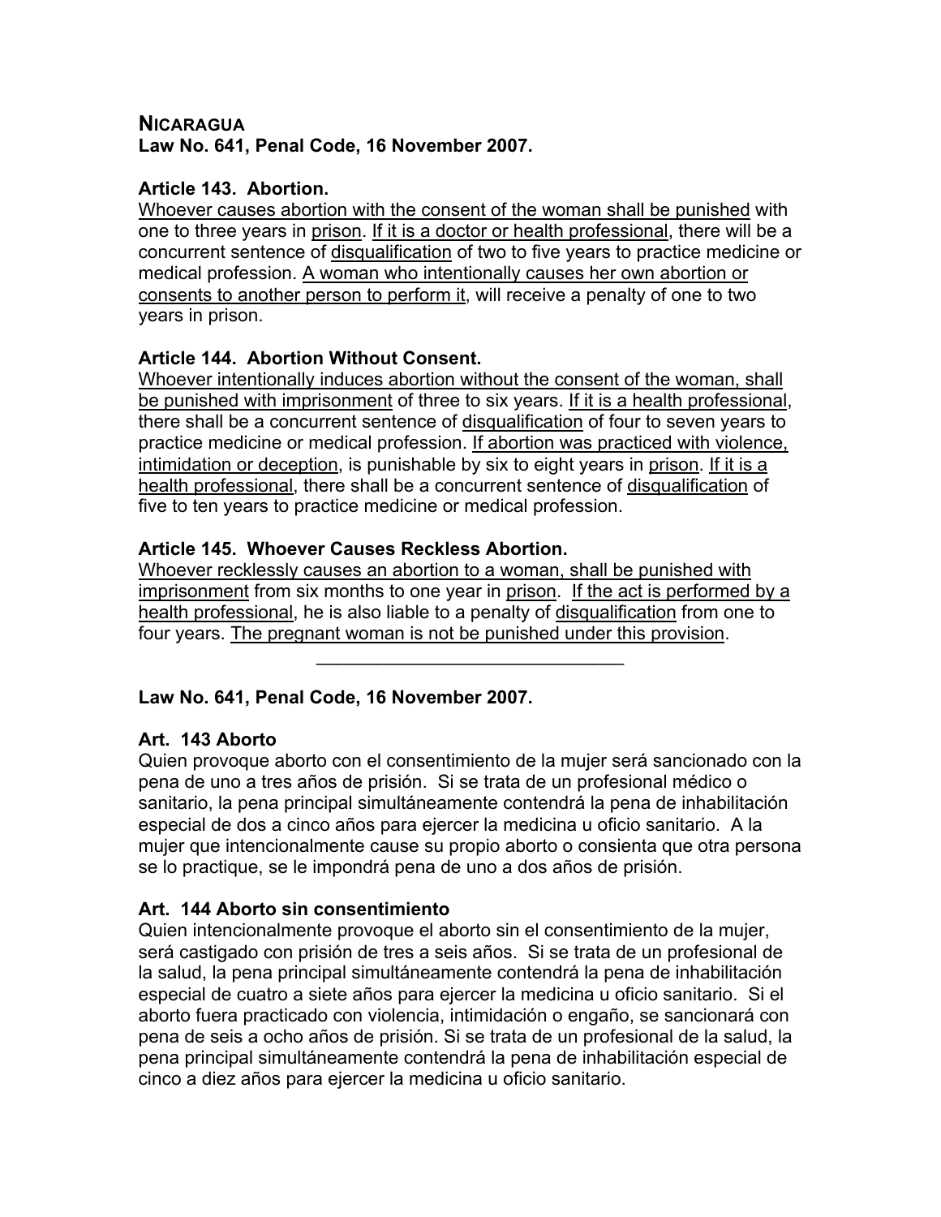**NICARAGUA**
**Law No. 641, Penal Code, 16 November 2007.**

**Article 143. Abortion.**
Whoever causes abortion with the consent of the woman shall be punished with one to three years in prison. If it is a doctor or health professional, there will be a concurrent sentence of disqualification of two to five years to practice medicine or medical profession. A woman who intentionally causes her own abortion or consents to another person to perform it, will receive a penalty of one to two years in prison.

**Article 144. Abortion Without Consent.**
Whoever intentionally induces abortion without the consent of the woman, shall be punished with imprisonment of three to six years. If it is a health professional, there shall be a concurrent sentence of disqualification of four to seven years to practice medicine or medical profession. If abortion was practiced with violence, intimidation or deception, is punishable by six to eight years in prison. If it is a health professional, there shall be a concurrent sentence of disqualification of five to ten years to practice medicine or medical profession.

**Article 145. Whoever Causes Reckless Abortion.**
Whoever recklessly causes an abortion to a woman, shall be punished with imprisonment from six months to one year in prison. If the act is performed by a health professional, he is also liable to a penalty of disqualification from one to four years. The pregnant woman is not be punished under this provision.

---

**Law No. 641, Penal Code, 16 November 2007.**

**Art. 143 Aborto**
Quien provoque aborto con el consentimiento de la mujer será sancionado con la pena de uno a tres años de prisión. Si se trata de un profesional médico o sanitario, la pena principal simultáneamente contendrá la pena de inhabilitación especial de dos a cinco años para ejercer la medicina u oficio sanitario. A la mujer que intencionalmente cause su propio aborto o consienta que otra persona se lo practique, se le impondrá pena de uno a dos años de prisión.

**Art. 144 Aborto sin consentimiento**
Quien intencionalmente provoque el aborto sin el consentimiento de la mujer, será castigado con prisión de tres a seis años. Si se trata de un profesional de la salud, la pena principal simultáneamente contendrá la pena de inhabilitación especial de cuatro a siete años para ejercer la medicina u oficio sanitario. Si el aborto fuera practicado con violencia, intimidación o engaño, se sancionará con pena de seis a ocho años de prisión. Si se trata de un profesional de la salud, la pena principal simultáneamente contendrá la pena de inhabilitación especial de cinco a diez años para ejercer la medicina u oficio sanitario.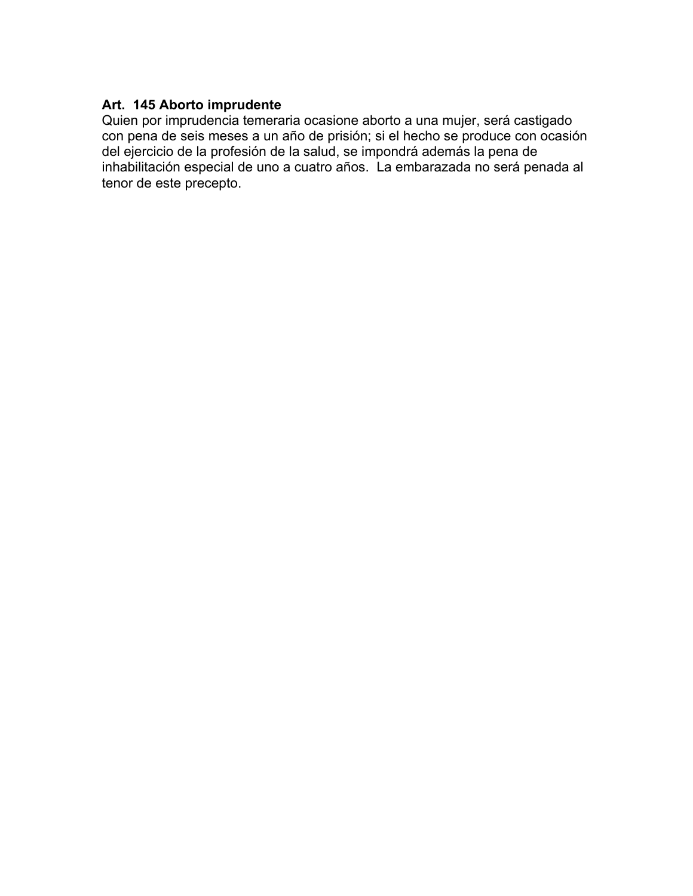**Art. 145 Aborto imprudente**

Quien por imprudencia temeraria ocasione aborto a una mujer, será castigado con pena de seis meses a un año de prisión; si el hecho se produce con ocasión del ejercicio de la profesión de la salud, se impondrá además la pena de inhabilitación especial de uno a cuatro años. La embarazada no será penada al tenor de este precepto.